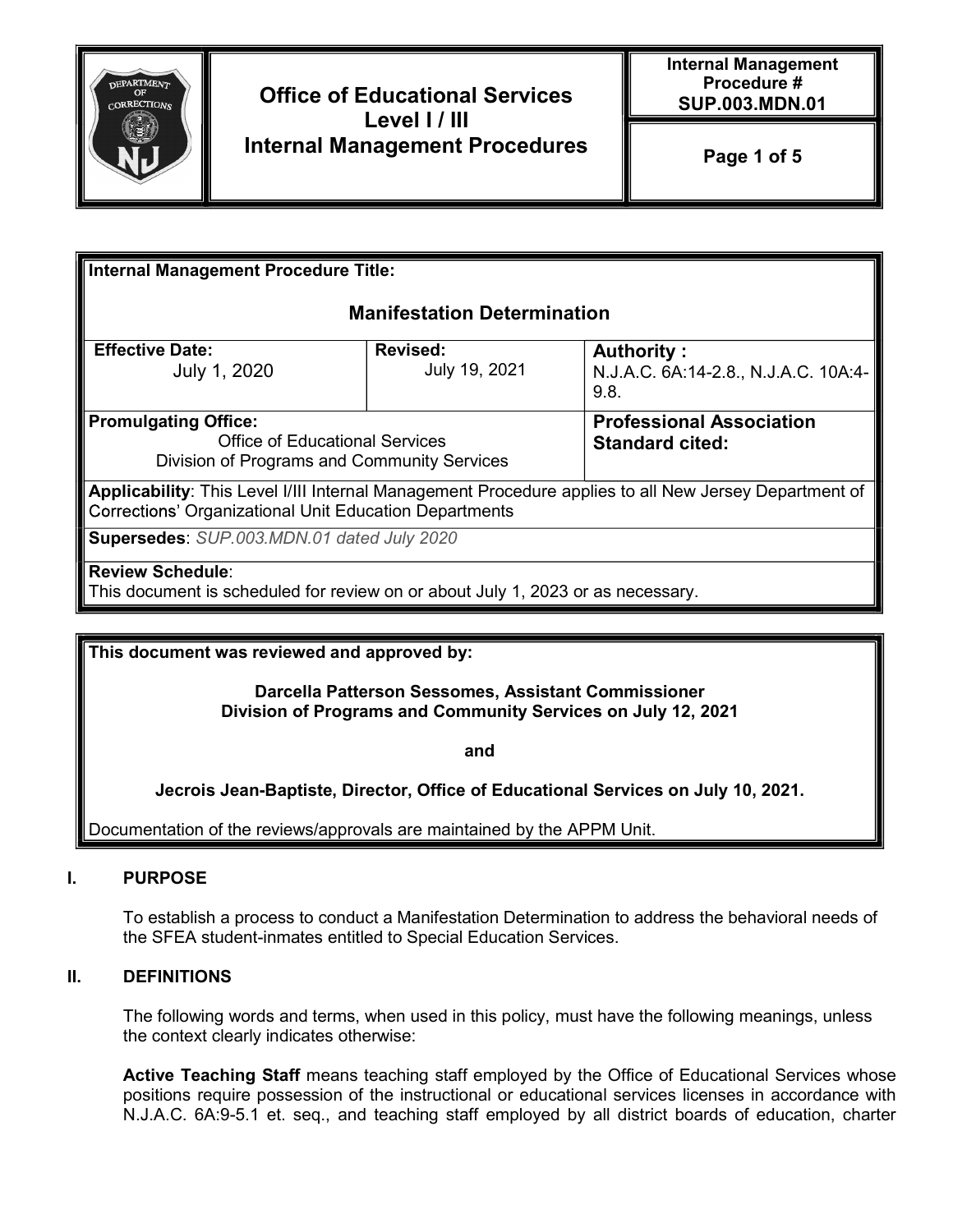# Office of Educational Services Level I / III Internal Management Procedures

**Internal Management Procedure # SUP.003.MDN.01**

| **Internal Management Procedure Title:** | | |
|---|---|---|
| **Manifestation Determination** | | |
| **Effective Date:** July 1, 2020 | **Revised:** July 19, 2021 | **Authority :** N.J.A.C. 6A:14-2.8., N.J.A.C. 10A:4-9.8. |
| **Promulgating Office:** Office of Educational Services Division of Programs and Community Services | | **Professional Association Standard cited:** |
| **Applicability**: This Level I/III Internal Management Procedure applies to all New Jersey Department of Corrections' Organizational Unit Education Departments | | |
| **Supersedes**: *SUP.003.MDN.01 dated July 2020* | | |
| **Review Schedule**: This document is scheduled for review on or about July 1, 2023 or as necessary. | | |

**This document was reviewed and approved by:**

**Darcella Patterson Sessomes, Assistant Commissioner**
**Division of Programs and Community Services on July 12, 2021**

**and**

**Jecrois Jean-Baptiste, Director, Office of Educational Services on July 10, 2021.**

Documentation of the reviews/approvals are maintained by the APPM Unit.

## I. PURPOSE

To establish a process to conduct a Manifestation Determination to address the behavioral needs of the SFEA student-inmates entitled to Special Education Services.

## II. DEFINITIONS

The following words and terms, when used in this policy, must have the following meanings, unless the context clearly indicates otherwise:

**Active Teaching Staff** means teaching staff employed by the Office of Educational Services whose positions require possession of the instructional or educational services licenses in accordance with N.J.A.C. 6A:9-5.1 et. seq., and teaching staff employed by all district boards of education, charter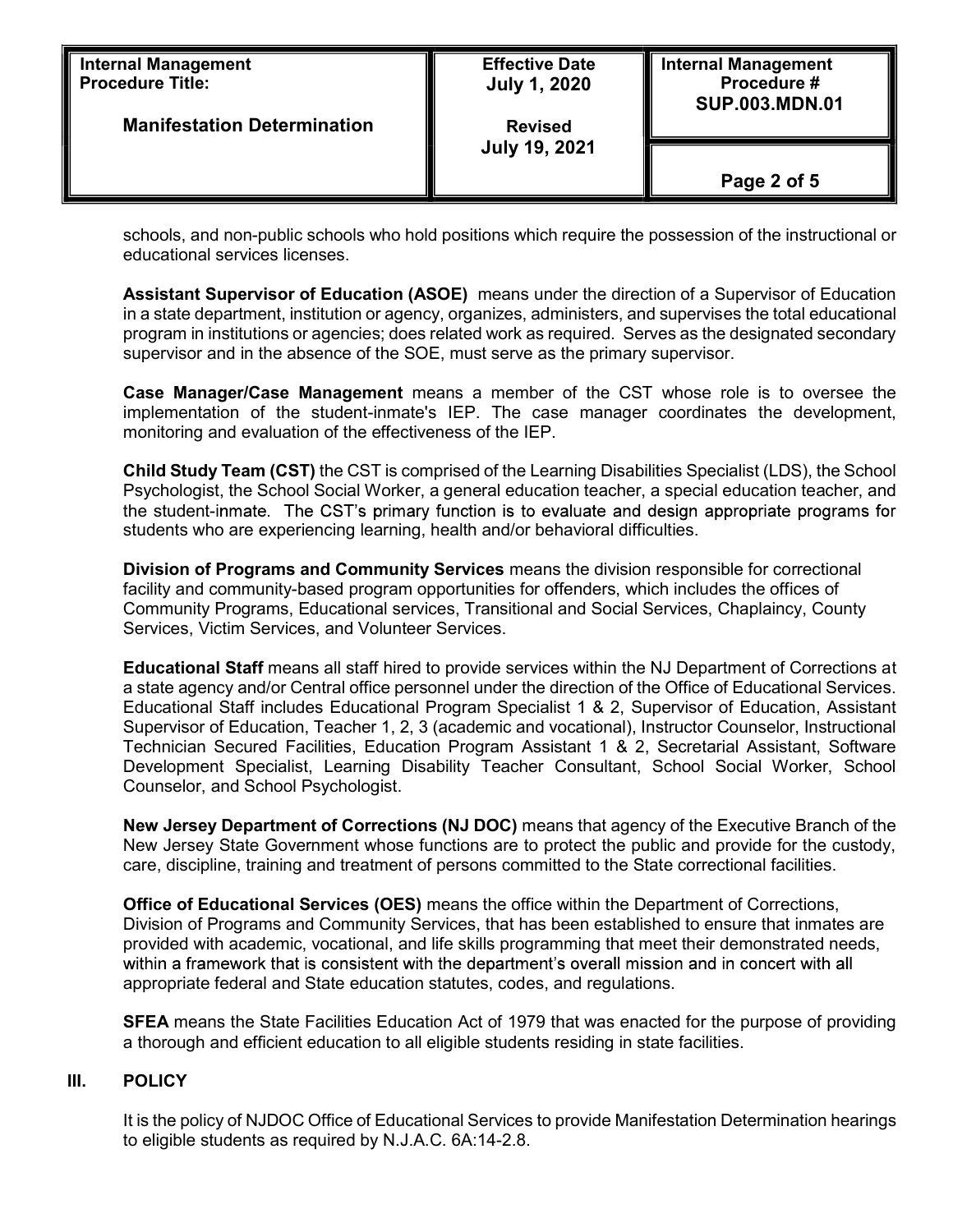schools, and non-public schools who hold positions which require the possession of the instructional or educational services licenses.

**Assistant Supervisor of Education (ASOE)** means under the direction of a Supervisor of Education in a state department, institution or agency, organizes, administers, and supervises the total educational program in institutions or agencies; does related work as required. Serves as the designated secondary supervisor and in the absence of the SOE, must serve as the primary supervisor.

**Case Manager/Case Management** means a member of the CST whose role is to oversee the implementation of the student-inmate's IEP. The case manager coordinates the development, monitoring and evaluation of the effectiveness of the IEP.

**Child Study Team (CST)** the CST is comprised of the Learning Disabilities Specialist (LDS), the School Psychologist, the School Social Worker, a general education teacher, a special education teacher, and the student-inmate. The CST's primary function is to evaluate and design appropriate programs for students who are experiencing learning, health and/or behavioral difficulties.

**Division of Programs and Community Services** means the division responsible for correctional facility and community-based program opportunities for offenders, which includes the offices of Community Programs, Educational services, Transitional and Social Services, Chaplaincy, County Services, Victim Services, and Volunteer Services.

**Educational Staff** means all staff hired to provide services within the NJ Department of Corrections at a state agency and/or Central office personnel under the direction of the Office of Educational Services. Educational Staff includes Educational Program Specialist 1 & 2, Supervisor of Education, Assistant Supervisor of Education, Teacher 1, 2, 3 (academic and vocational), Instructor Counselor, Instructional Technician Secured Facilities, Education Program Assistant 1 & 2, Secretarial Assistant, Software Development Specialist, Learning Disability Teacher Consultant, School Social Worker, School Counselor, and School Psychologist.

**New Jersey Department of Corrections (NJ DOC)** means that agency of the Executive Branch of the New Jersey State Government whose functions are to protect the public and provide for the custody, care, discipline, training and treatment of persons committed to the State correctional facilities.

**Office of Educational Services (OES)** means the office within the Department of Corrections, Division of Programs and Community Services, that has been established to ensure that inmates are provided with academic, vocational, and life skills programming that meet their demonstrated needs, within a framework that is consistent with the department's overall mission and in concert with all appropriate federal and State education statutes, codes, and regulations.

**SFEA** means the State Facilities Education Act of 1979 that was enacted for the purpose of providing a thorough and efficient education to all eligible students residing in state facilities.

## III. POLICY

It is the policy of NJDOC Office of Educational Services to provide Manifestation Determination hearings to eligible students as required by N.J.A.C. 6A:14-2.8.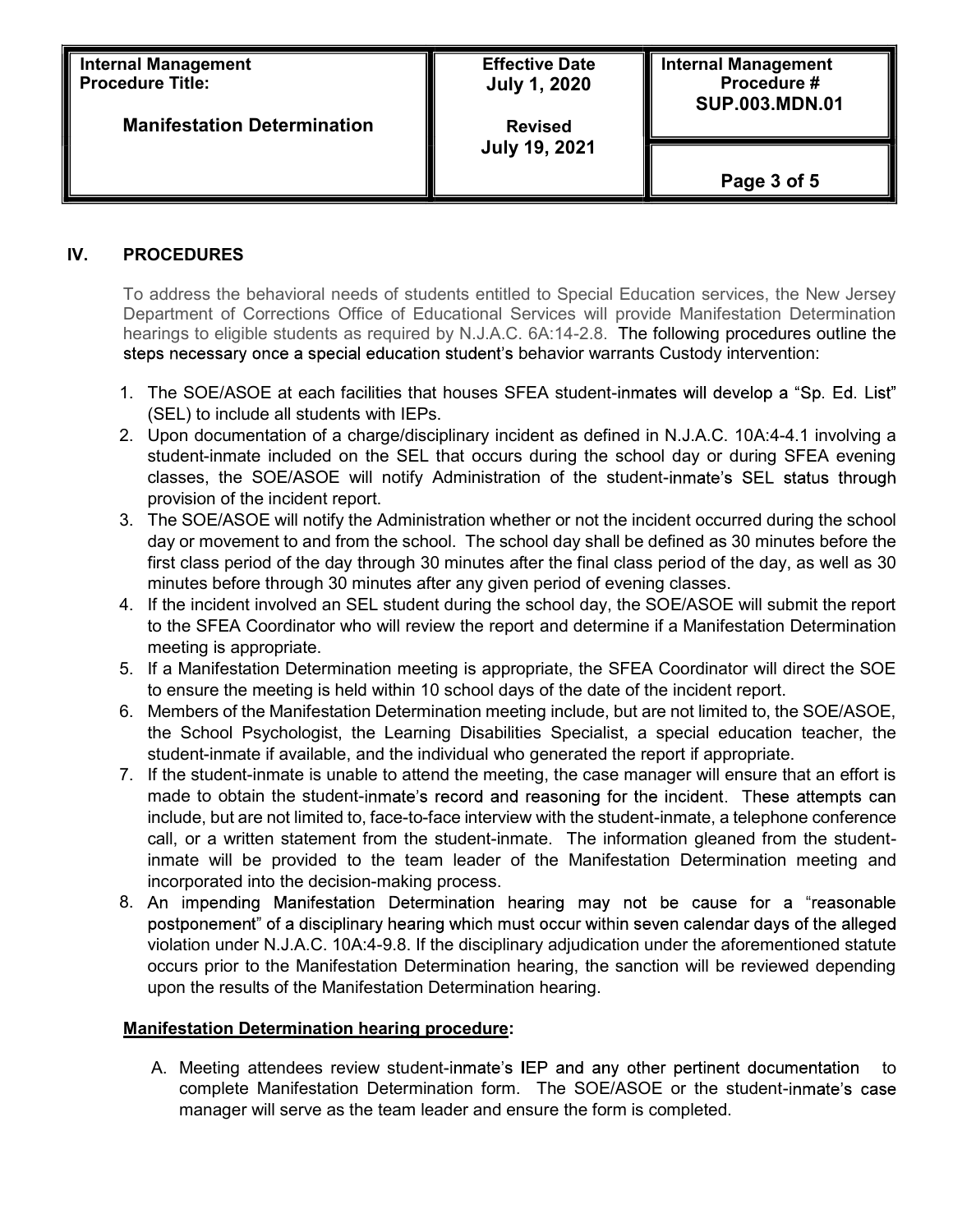## IV. PROCEDURES

To address the behavioral needs of students entitled to Special Education services, the New Jersey Department of Corrections Office of Educational Services will provide Manifestation Determination hearings to eligible students as required by N.J.A.C. 6A:14-2.8. The following procedures outline the steps necessary once a special education student's behavior warrants Custody intervention:

1. The SOE/ASOE at each facilities that houses SFEA student-inmates will develop a "Sp. Ed. List" (SEL) to include all students with IEPs.
2. Upon documentation of a charge/disciplinary incident as defined in N.J.A.C. 10A:4-4.1 involving a student-inmate included on the SEL that occurs during the school day or during SFEA evening classes, the SOE/ASOE will notify Administration of the student-inmate's SEL status through provision of the incident report.
3. The SOE/ASOE will notify the Administration whether or not the incident occurred during the school day or movement to and from the school. The school day shall be defined as 30 minutes before the first class period of the day through 30 minutes after the final class period of the day, as well as 30 minutes before through 30 minutes after any given period of evening classes.
4. If the incident involved an SEL student during the school day, the SOE/ASOE will submit the report to the SFEA Coordinator who will review the report and determine if a Manifestation Determination meeting is appropriate.
5. If a Manifestation Determination meeting is appropriate, the SFEA Coordinator will direct the SOE to ensure the meeting is held within 10 school days of the date of the incident report.
6. Members of the Manifestation Determination meeting include, but are not limited to, the SOE/ASOE, the School Psychologist, the Learning Disabilities Specialist, a special education teacher, the student-inmate if available, and the individual who generated the report if appropriate.
7. If the student-inmate is unable to attend the meeting, the case manager will ensure that an effort is made to obtain the student-inmate's record and reasoning for the incident. These attempts can include, but are not limited to, face-to-face interview with the student-inmate, a telephone conference call, or a written statement from the student-inmate. The information gleaned from the student-inmate will be provided to the team leader of the Manifestation Determination meeting and incorporated into the decision-making process.
8. An impending Manifestation Determination hearing may not be cause for a "reasonable postponement" of a disciplinary hearing which must occur within seven calendar days of the alleged violation under N.J.A.C. 10A:4-9.8. If the disciplinary adjudication under the aforementioned statute occurs prior to the Manifestation Determination hearing, the sanction will be reviewed depending upon the results of the Manifestation Determination hearing.

**Manifestation Determination hearing procedure:**

A. Meeting attendees review student-inmate's IEP and any other pertinent documentation to complete Manifestation Determination form. The SOE/ASOE or the student-inmate's case manager will serve as the team leader and ensure the form is completed.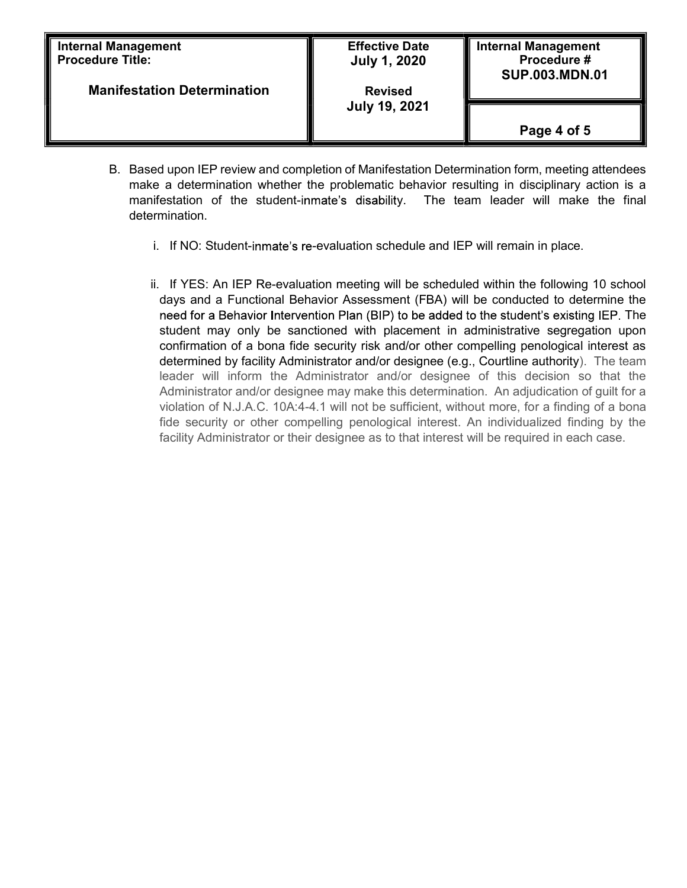B. Based upon IEP review and completion of Manifestation Determination form, meeting attendees make a determination whether the problematic behavior resulting in disciplinary action is a manifestation of the student-inmate's disability. The team leader will make the final determination.

   i. If NO: Student-inmate's re-evaluation schedule and IEP will remain in place.

   ii. If YES: An IEP Re-evaluation meeting will be scheduled within the following 10 school days and a Functional Behavior Assessment (FBA) will be conducted to determine the need for a Behavior Intervention Plan (BIP) to be added to the student's existing IEP. The student may only be sanctioned with placement in administrative segregation upon confirmation of a bona fide security risk and/or other compelling penological interest as determined by facility Administrator and/or designee (e.g., Courtline authority). The team leader will inform the Administrator and/or designee of this decision so that the Administrator and/or designee may make this determination. An adjudication of guilt for a violation of N.J.A.C. 10A:4-4.1 will not be sufficient, without more, for a finding of a bona fide security or other compelling penological interest. An individualized finding by the facility Administrator or their designee as to that interest will be required in each case.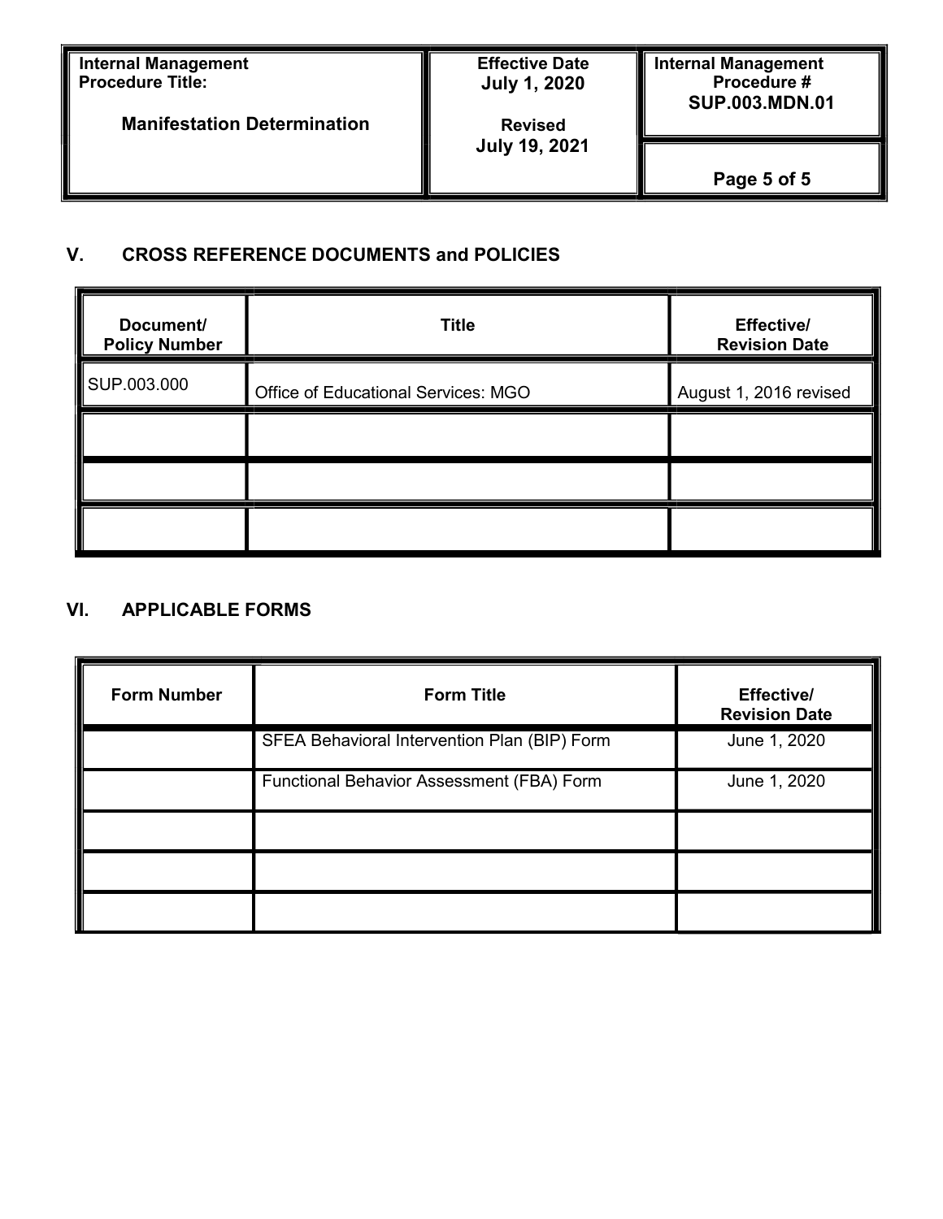## V. CROSS REFERENCE DOCUMENTS and POLICIES

| Document/ Policy Number | Title | Effective/ Revision Date |
| --- | --- | --- |
| SUP.003.000 | Office of Educational Services: MGO | August 1, 2016 revised |
| | | |
| | | |
| | | |

## VI. APPLICABLE FORMS

| Form Number | Form Title | Effective/ Revision Date |
| --- | --- | --- |
| | SFEA Behavioral Intervention Plan (BIP) Form | June 1, 2020 |
| | Functional Behavior Assessment (FBA) Form | June 1, 2020 |
| | | |
| | | |
| | | |